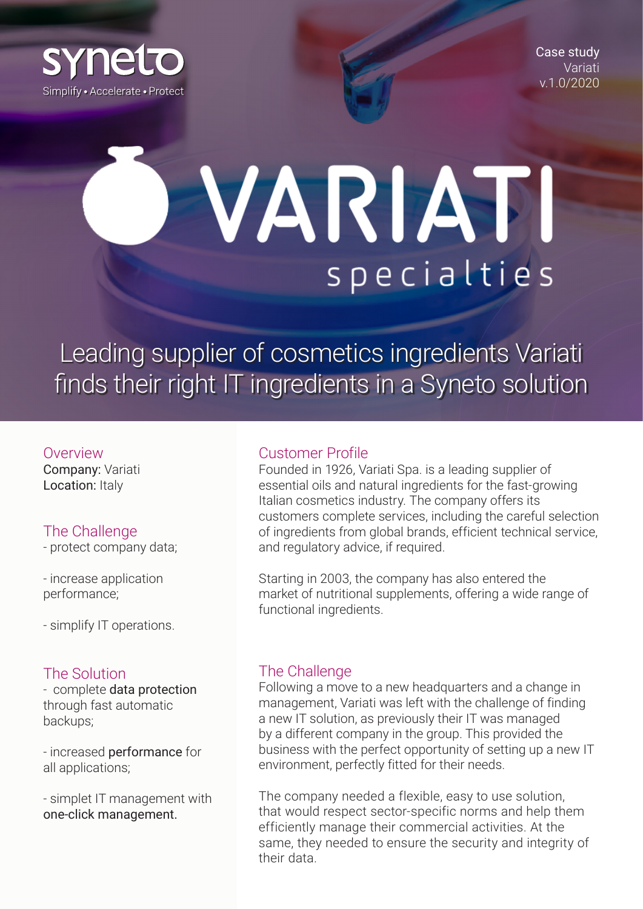synet
Simplify • Accelerate • Protect

Case study
Variati
v.1.0/2020

VARIATI
specialties

# Leading supplier of cosmetics ingredients Variati finds their right IT ingredients in a Syneto solution

## Overview

Company: Variati
Location: Italy

## The Challenge

- protect company data;

- increase application performance;

- simplify IT operations.

## The Solution

- complete **data protection** through fast automatic backups;

- increased **performance** for all applications;

- simplet IT management with **one-click management.**

## Customer Profile

Founded in 1926, Variati Spa. is a leading supplier of essential oils and natural ingredients for the fast-growing Italian cosmetics industry. The company offers its customers complete services, including the careful selection of ingredients from global brands, efficient technical service, and regulatory advice, if required.

Starting in 2003, the company has also entered the market of nutritional supplements, offering a wide range of functional ingredients.

## The Challenge

Following a move to a new headquarters and a change in management, Variati was left with the challenge of finding a new IT solution, as previously their IT was managed by a different company in the group. This provided the business with the perfect opportunity of setting up a new IT environment, perfectly fitted for their needs.

The company needed a flexible, easy to use solution, that would respect sector-specific norms and help them efficiently manage their commercial activities. At the same, they needed to ensure the security and integrity of their data.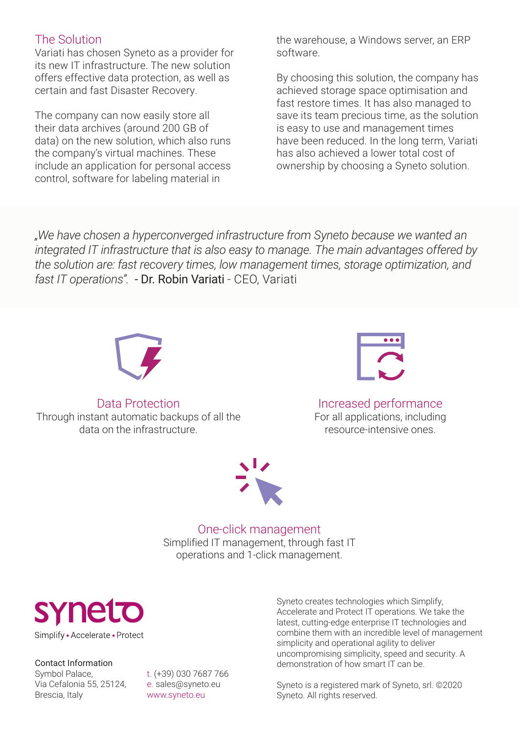## The Solution

Variati has chosen Syneto as a provider for its new IT infrastructure. The new solution offers effective data protection, as well as certain and fast Disaster Recovery.

The company can now easily store all their data archives (around 200 GB of data) on the new solution, which also runs the company's virtual machines. These include an application for personal access control, software for labeling material in the warehouse, a Windows server, an ERP software.

By choosing this solution, the company has achieved storage space optimisation and fast restore times. It has also managed to save its team precious time, as the solution is easy to use and management times have been reduced. In the long term, Variati has also achieved a lower total cost of ownership by choosing a Syneto solution.

*„We have chosen a hyperconverged infrastructure from Syneto because we wanted an integrated IT infrastructure that is also easy to manage. The main advantages offered by the solution are: fast recovery times, low management times, storage optimization, and fast IT operations".* - Dr. Robin Variati - CEO, Variati

### Data Protection

Through instant automatic backups of all the data on the infrastructure.

### Increased performance

For all applications, including resource-intensive ones.

### One-click management

Simplified IT management, through fast IT operations and 1-click management.

syneto

Simplify • Accelerate • Protect

Contact Information
Symbol Palace,
Via Cefalonia 55, 25124,
Brescia, Italy

t. (+39) 030 7687 766
e. sales@syneto.eu
www.syneto.eu

Syneto creates technologies which Simplify, Accelerate and Protect IT operations. We take the latest, cutting-edge enterprise IT technologies and combine them with an incredible level of management simplicity and operational agility to deliver uncompromising simplicity, speed and security. A demonstration of how smart IT can be.

Syneto is a registered mark of Syneto, srl. ©2020 Syneto. All rights reserved.